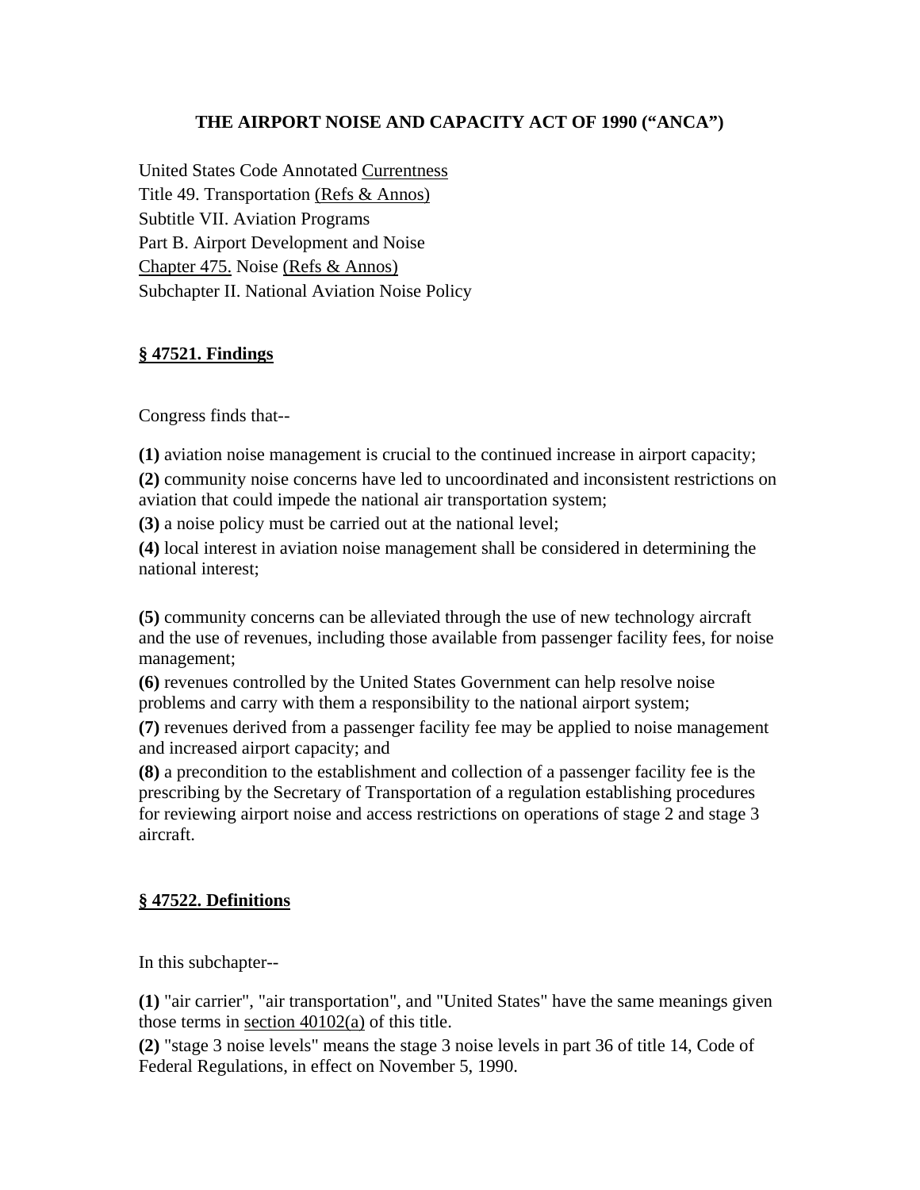# THE AIRPORT NOISE AND CAPACITY ACT OF 1990 ("ANCA")

United States Code Annotated Currentness
Title 49. Transportation (Refs & Annos)
Subtitle VII. Aviation Programs
Part B. Airport Development and Noise
Chapter 475. Noise (Refs & Annos)
Subchapter II. National Aviation Noise Policy

## § 47521. Findings

Congress finds that--

**(1)** aviation noise management is crucial to the continued increase in airport capacity;

**(2)** community noise concerns have led to uncoordinated and inconsistent restrictions on aviation that could impede the national air transportation system;

**(3)** a noise policy must be carried out at the national level;

**(4)** local interest in aviation noise management shall be considered in determining the national interest;

**(5)** community concerns can be alleviated through the use of new technology aircraft and the use of revenues, including those available from passenger facility fees, for noise management;

**(6)** revenues controlled by the United States Government can help resolve noise problems and carry with them a responsibility to the national airport system;

**(7)** revenues derived from a passenger facility fee may be applied to noise management and increased airport capacity; and

**(8)** a precondition to the establishment and collection of a passenger facility fee is the prescribing by the Secretary of Transportation of a regulation establishing procedures for reviewing airport noise and access restrictions on operations of stage 2 and stage 3 aircraft.

## § 47522. Definitions

In this subchapter--

**(1)** "air carrier", "air transportation", and "United States" have the same meanings given those terms in section 40102(a) of this title.

**(2)** "stage 3 noise levels" means the stage 3 noise levels in part 36 of title 14, Code of Federal Regulations, in effect on November 5, 1990.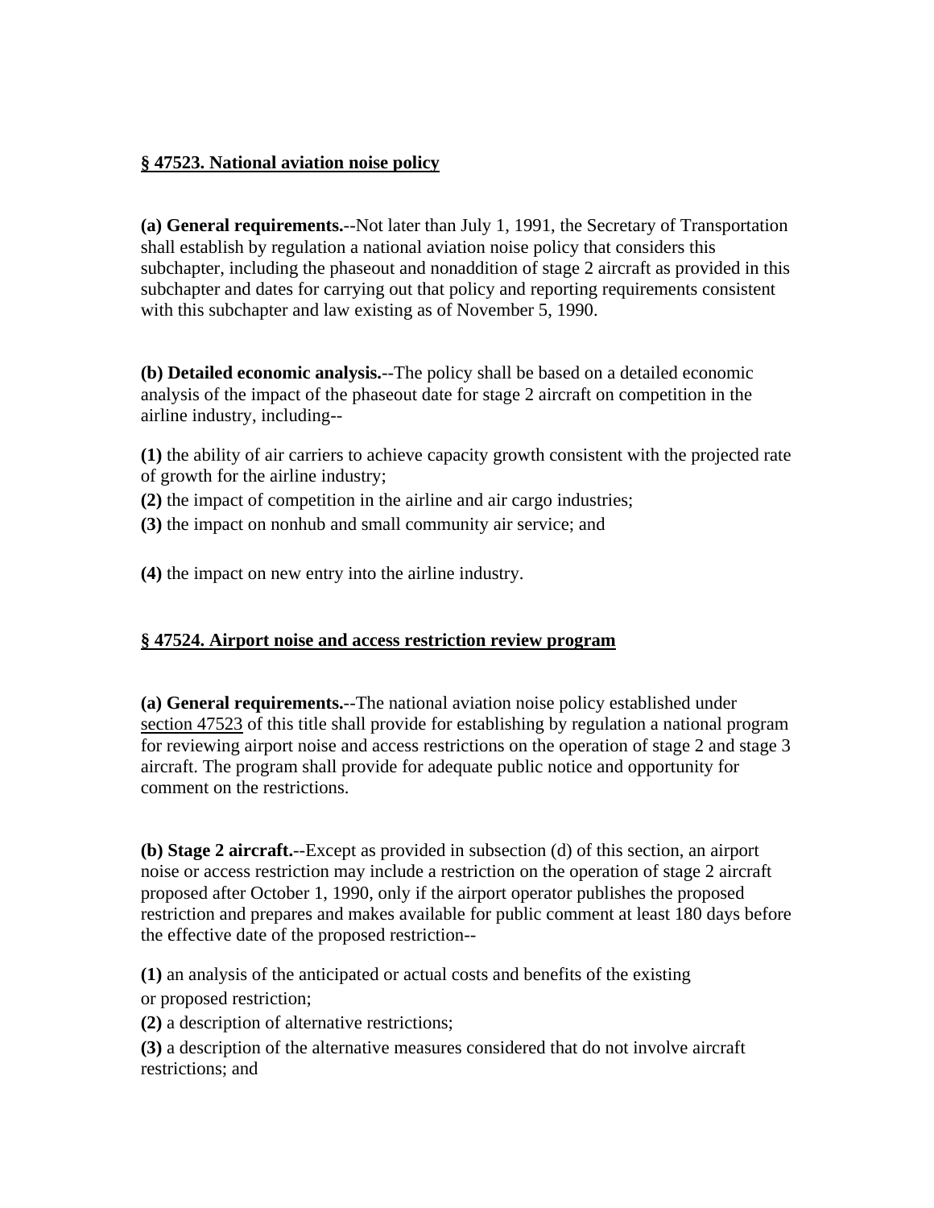## § 47523. National aviation noise policy

**(a) General requirements.**--Not later than July 1, 1991, the Secretary of Transportation shall establish by regulation a national aviation noise policy that considers this subchapter, including the phaseout and nonaddition of stage 2 aircraft as provided in this subchapter and dates for carrying out that policy and reporting requirements consistent with this subchapter and law existing as of November 5, 1990.

**(b) Detailed economic analysis.**--The policy shall be based on a detailed economic analysis of the impact of the phaseout date for stage 2 aircraft on competition in the airline industry, including--

**(1)** the ability of air carriers to achieve capacity growth consistent with the projected rate of growth for the airline industry;

**(2)** the impact of competition in the airline and air cargo industries;

**(3)** the impact on nonhub and small community air service; and

**(4)** the impact on new entry into the airline industry.

## § 47524. Airport noise and access restriction review program

**(a) General requirements.**--The national aviation noise policy established under section 47523 of this title shall provide for establishing by regulation a national program for reviewing airport noise and access restrictions on the operation of stage 2 and stage 3 aircraft. The program shall provide for adequate public notice and opportunity for comment on the restrictions.

**(b) Stage 2 aircraft.**--Except as provided in subsection (d) of this section, an airport noise or access restriction may include a restriction on the operation of stage 2 aircraft proposed after October 1, 1990, only if the airport operator publishes the proposed restriction and prepares and makes available for public comment at least 180 days before the effective date of the proposed restriction--

**(1)** an analysis of the anticipated or actual costs and benefits of the existing or proposed restriction;

**(2)** a description of alternative restrictions;

**(3)** a description of the alternative measures considered that do not involve aircraft restrictions; and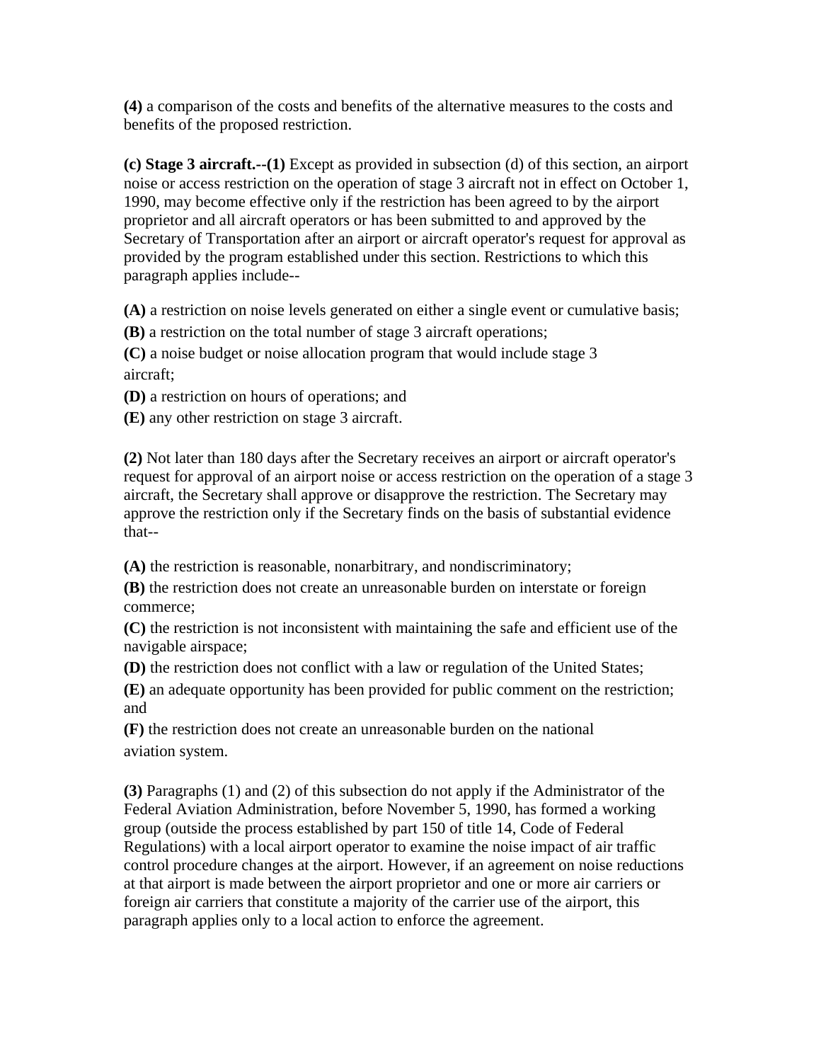**(4)** a comparison of the costs and benefits of the alternative measures to the costs and benefits of the proposed restriction.

**(c) Stage 3 aircraft.--(1)** Except as provided in subsection (d) of this section, an airport noise or access restriction on the operation of stage 3 aircraft not in effect on October 1, 1990, may become effective only if the restriction has been agreed to by the airport proprietor and all aircraft operators or has been submitted to and approved by the Secretary of Transportation after an airport or aircraft operator's request for approval as provided by the program established under this section. Restrictions to which this paragraph applies include--

**(A)** a restriction on noise levels generated on either a single event or cumulative basis;

**(B)** a restriction on the total number of stage 3 aircraft operations;

**(C)** a noise budget or noise allocation program that would include stage 3 aircraft;

**(D)** a restriction on hours of operations; and

**(E)** any other restriction on stage 3 aircraft.

**(2)** Not later than 180 days after the Secretary receives an airport or aircraft operator's request for approval of an airport noise or access restriction on the operation of a stage 3 aircraft, the Secretary shall approve or disapprove the restriction. The Secretary may approve the restriction only if the Secretary finds on the basis of substantial evidence that--

**(A)** the restriction is reasonable, nonarbitrary, and nondiscriminatory;

**(B)** the restriction does not create an unreasonable burden on interstate or foreign commerce;

**(C)** the restriction is not inconsistent with maintaining the safe and efficient use of the navigable airspace;

**(D)** the restriction does not conflict with a law or regulation of the United States;

**(E)** an adequate opportunity has been provided for public comment on the restriction; and

**(F)** the restriction does not create an unreasonable burden on the national aviation system.

**(3)** Paragraphs (1) and (2) of this subsection do not apply if the Administrator of the Federal Aviation Administration, before November 5, 1990, has formed a working group (outside the process established by part 150 of title 14, Code of Federal Regulations) with a local airport operator to examine the noise impact of air traffic control procedure changes at the airport. However, if an agreement on noise reductions at that airport is made between the airport proprietor and one or more air carriers or foreign air carriers that constitute a majority of the carrier use of the airport, this paragraph applies only to a local action to enforce the agreement.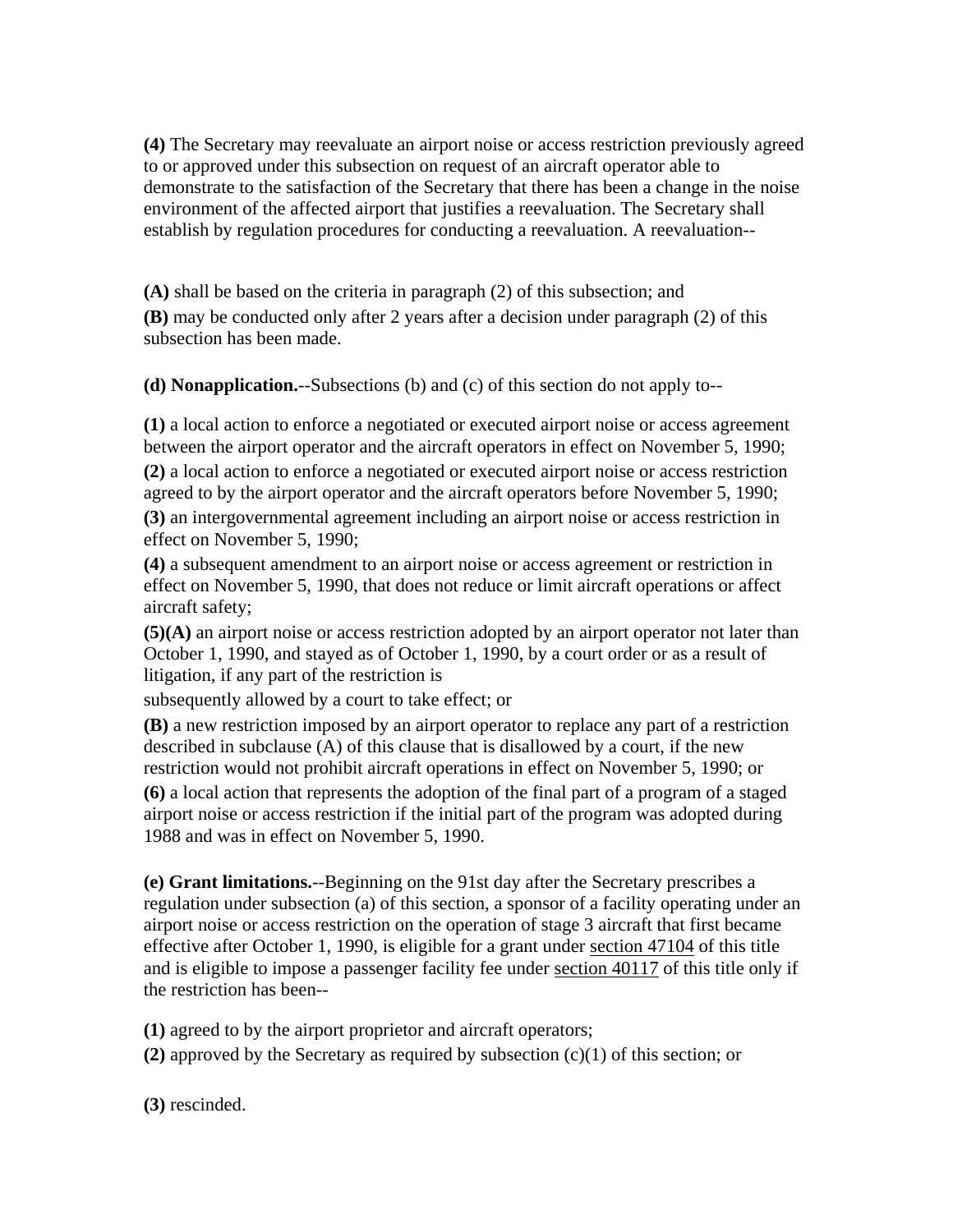**(4)** The Secretary may reevaluate an airport noise or access restriction previously agreed to or approved under this subsection on request of an aircraft operator able to demonstrate to the satisfaction of the Secretary that there has been a change in the noise environment of the affected airport that justifies a reevaluation. The Secretary shall establish by regulation procedures for conducting a reevaluation. A reevaluation--

**(A)** shall be based on the criteria in paragraph (2) of this subsection; and

**(B)** may be conducted only after 2 years after a decision under paragraph (2) of this subsection has been made.

**(d) Nonapplication.**--Subsections (b) and (c) of this section do not apply to--

**(1)** a local action to enforce a negotiated or executed airport noise or access agreement between the airport operator and the aircraft operators in effect on November 5, 1990;

**(2)** a local action to enforce a negotiated or executed airport noise or access restriction agreed to by the airport operator and the aircraft operators before November 5, 1990;

**(3)** an intergovernmental agreement including an airport noise or access restriction in effect on November 5, 1990;

**(4)** a subsequent amendment to an airport noise or access agreement or restriction in effect on November 5, 1990, that does not reduce or limit aircraft operations or affect aircraft safety;

**(5)(A)** an airport noise or access restriction adopted by an airport operator not later than October 1, 1990, and stayed as of October 1, 1990, by a court order or as a result of litigation, if any part of the restriction is subsequently allowed by a court to take effect; or

**(B)** a new restriction imposed by an airport operator to replace any part of a restriction described in subclause (A) of this clause that is disallowed by a court, if the new restriction would not prohibit aircraft operations in effect on November 5, 1990; or

**(6)** a local action that represents the adoption of the final part of a program of a staged airport noise or access restriction if the initial part of the program was adopted during 1988 and was in effect on November 5, 1990.

**(e) Grant limitations.**--Beginning on the 91st day after the Secretary prescribes a regulation under subsection (a) of this section, a sponsor of a facility operating under an airport noise or access restriction on the operation of stage 3 aircraft that first became effective after October 1, 1990, is eligible for a grant under section 47104 of this title and is eligible to impose a passenger facility fee under section 40117 of this title only if the restriction has been--

**(1)** agreed to by the airport proprietor and aircraft operators;

**(2)** approved by the Secretary as required by subsection (c)(1) of this section; or

**(3)** rescinded.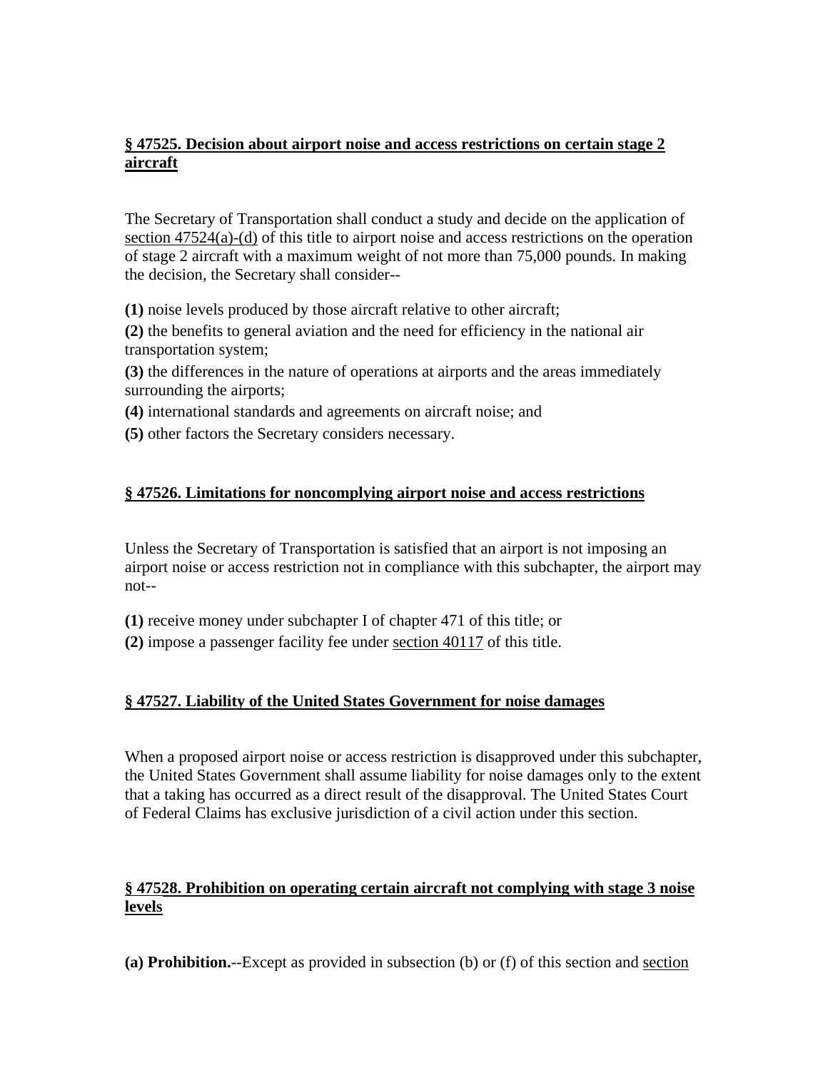**§ 47525. Decision about airport noise and access restrictions on certain stage 2 aircraft**

The Secretary of Transportation shall conduct a study and decide on the application of section 47524(a)-(d) of this title to airport noise and access restrictions on the operation of stage 2 aircraft with a maximum weight of not more than 75,000 pounds. In making the decision, the Secretary shall consider--

**(1)** noise levels produced by those aircraft relative to other aircraft;

**(2)** the benefits to general aviation and the need for efficiency in the national air transportation system;

**(3)** the differences in the nature of operations at airports and the areas immediately surrounding the airports;

**(4)** international standards and agreements on aircraft noise; and

**(5)** other factors the Secretary considers necessary.

**§ 47526. Limitations for noncomplying airport noise and access restrictions**

Unless the Secretary of Transportation is satisfied that an airport is not imposing an airport noise or access restriction not in compliance with this subchapter, the airport may not--

**(1)** receive money under subchapter I of chapter 471 of this title; or

**(2)** impose a passenger facility fee under section 40117 of this title.

**§ 47527. Liability of the United States Government for noise damages**

When a proposed airport noise or access restriction is disapproved under this subchapter, the United States Government shall assume liability for noise damages only to the extent that a taking has occurred as a direct result of the disapproval. The United States Court of Federal Claims has exclusive jurisdiction of a civil action under this section.

**§ 47528. Prohibition on operating certain aircraft not complying with stage 3 noise levels**

**(a) Prohibition.**--Except as provided in subsection (b) or (f) of this section and section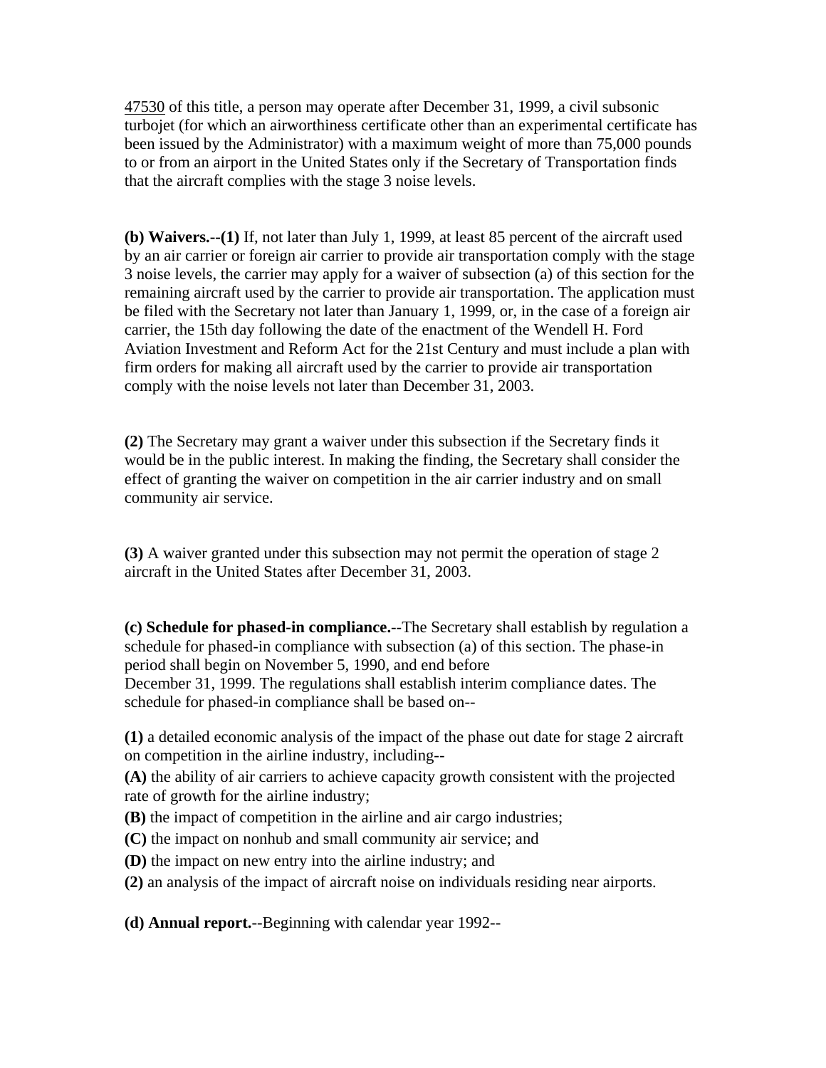47530 of this title, a person may operate after December 31, 1999, a civil subsonic turbojet (for which an airworthiness certificate other than an experimental certificate has been issued by the Administrator) with a maximum weight of more than 75,000 pounds to or from an airport in the United States only if the Secretary of Transportation finds that the aircraft complies with the stage 3 noise levels.

**(b) Waivers.--(1)** If, not later than July 1, 1999, at least 85 percent of the aircraft used by an air carrier or foreign air carrier to provide air transportation comply with the stage 3 noise levels, the carrier may apply for a waiver of subsection (a) of this section for the remaining aircraft used by the carrier to provide air transportation. The application must be filed with the Secretary not later than January 1, 1999, or, in the case of a foreign air carrier, the 15th day following the date of the enactment of the Wendell H. Ford Aviation Investment and Reform Act for the 21st Century and must include a plan with firm orders for making all aircraft used by the carrier to provide air transportation comply with the noise levels not later than December 31, 2003.

**(2)** The Secretary may grant a waiver under this subsection if the Secretary finds it would be in the public interest. In making the finding, the Secretary shall consider the effect of granting the waiver on competition in the air carrier industry and on small community air service.

**(3)** A waiver granted under this subsection may not permit the operation of stage 2 aircraft in the United States after December 31, 2003.

**(c) Schedule for phased-in compliance.**--The Secretary shall establish by regulation a schedule for phased-in compliance with subsection (a) of this section. The phase-in period shall begin on November 5, 1990, and end before December 31, 1999. The regulations shall establish interim compliance dates. The schedule for phased-in compliance shall be based on--

**(1)** a detailed economic analysis of the impact of the phase out date for stage 2 aircraft on competition in the airline industry, including--

**(A)** the ability of air carriers to achieve capacity growth consistent with the projected rate of growth for the airline industry;

**(B)** the impact of competition in the airline and air cargo industries;

**(C)** the impact on nonhub and small community air service; and

**(D)** the impact on new entry into the airline industry; and

**(2)** an analysis of the impact of aircraft noise on individuals residing near airports.

**(d) Annual report.**--Beginning with calendar year 1992--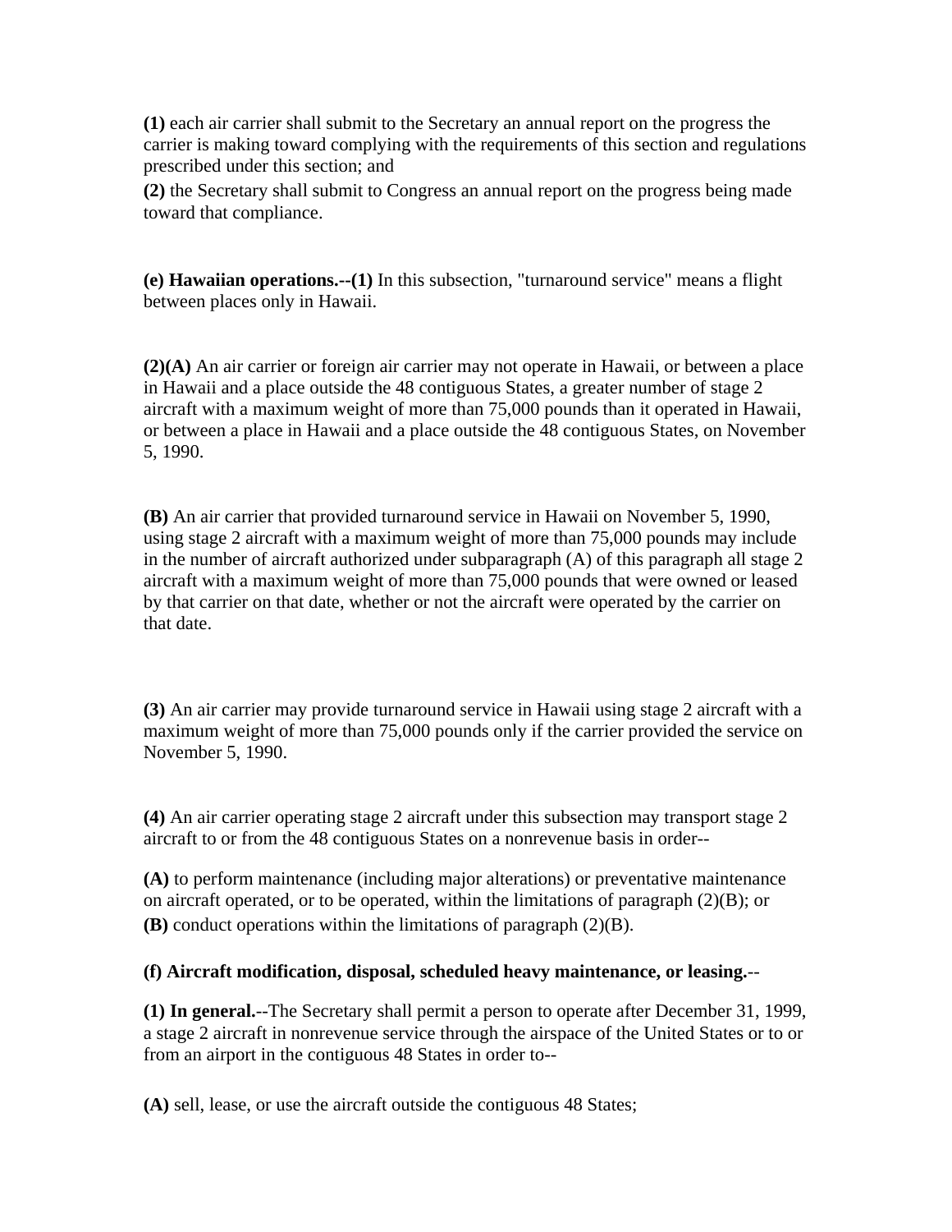**(1)** each air carrier shall submit to the Secretary an annual report on the progress the carrier is making toward complying with the requirements of this section and regulations prescribed under this section; and

**(2)** the Secretary shall submit to Congress an annual report on the progress being made toward that compliance.

**(e) Hawaiian operations.--(1)** In this subsection, "turnaround service" means a flight between places only in Hawaii.

**(2)(A)** An air carrier or foreign air carrier may not operate in Hawaii, or between a place in Hawaii and a place outside the 48 contiguous States, a greater number of stage 2 aircraft with a maximum weight of more than 75,000 pounds than it operated in Hawaii, or between a place in Hawaii and a place outside the 48 contiguous States, on November 5, 1990.

**(B)** An air carrier that provided turnaround service in Hawaii on November 5, 1990, using stage 2 aircraft with a maximum weight of more than 75,000 pounds may include in the number of aircraft authorized under subparagraph (A) of this paragraph all stage 2 aircraft with a maximum weight of more than 75,000 pounds that were owned or leased by that carrier on that date, whether or not the aircraft were operated by the carrier on that date.

**(3)** An air carrier may provide turnaround service in Hawaii using stage 2 aircraft with a maximum weight of more than 75,000 pounds only if the carrier provided the service on November 5, 1990.

**(4)** An air carrier operating stage 2 aircraft under this subsection may transport stage 2 aircraft to or from the 48 contiguous States on a nonrevenue basis in order--

**(A)** to perform maintenance (including major alterations) or preventative maintenance on aircraft operated, or to be operated, within the limitations of paragraph (2)(B); or

**(B)** conduct operations within the limitations of paragraph (2)(B).

**(f) Aircraft modification, disposal, scheduled heavy maintenance, or leasing.**--

**(1) In general.**--The Secretary shall permit a person to operate after December 31, 1999, a stage 2 aircraft in nonrevenue service through the airspace of the United States or to or from an airport in the contiguous 48 States in order to--

**(A)** sell, lease, or use the aircraft outside the contiguous 48 States;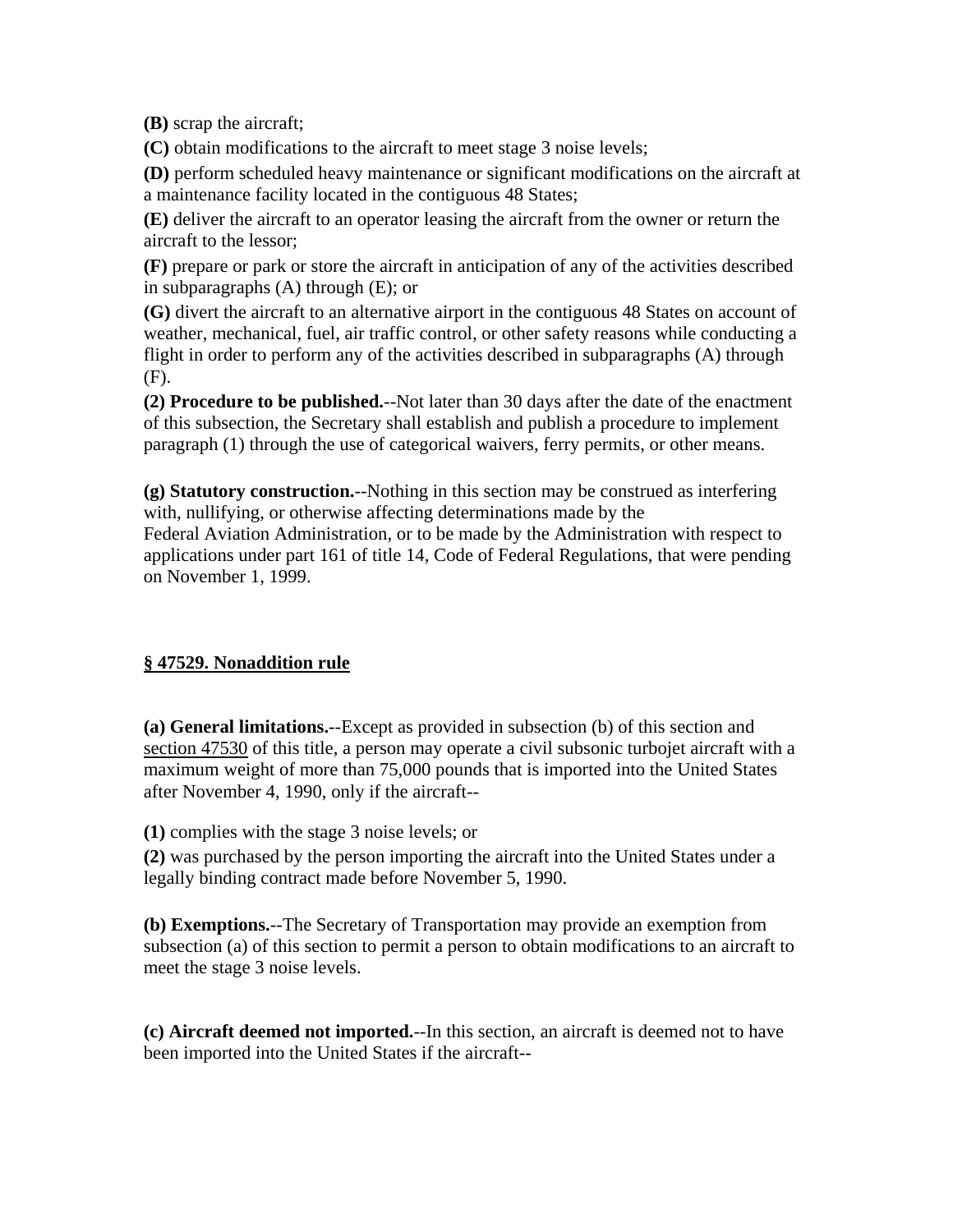**(B)** scrap the aircraft;

**(C)** obtain modifications to the aircraft to meet stage 3 noise levels;

**(D)** perform scheduled heavy maintenance or significant modifications on the aircraft at a maintenance facility located in the contiguous 48 States;

**(E)** deliver the aircraft to an operator leasing the aircraft from the owner or return the aircraft to the lessor;

**(F)** prepare or park or store the aircraft in anticipation of any of the activities described in subparagraphs (A) through (E); or

**(G)** divert the aircraft to an alternative airport in the contiguous 48 States on account of weather, mechanical, fuel, air traffic control, or other safety reasons while conducting a flight in order to perform any of the activities described in subparagraphs (A) through (F).

**(2) Procedure to be published.**--Not later than 30 days after the date of the enactment of this subsection, the Secretary shall establish and publish a procedure to implement paragraph (1) through the use of categorical waivers, ferry permits, or other means.

**(g) Statutory construction.**--Nothing in this section may be construed as interfering with, nullifying, or otherwise affecting determinations made by the Federal Aviation Administration, or to be made by the Administration with respect to applications under part 161 of title 14, Code of Federal Regulations, that were pending on November 1, 1999.

## § 47529. Nonaddition rule

**(a) General limitations.**--Except as provided in subsection (b) of this section and section 47530 of this title, a person may operate a civil subsonic turbojet aircraft with a maximum weight of more than 75,000 pounds that is imported into the United States after November 4, 1990, only if the aircraft--

**(1)** complies with the stage 3 noise levels; or

**(2)** was purchased by the person importing the aircraft into the United States under a legally binding contract made before November 5, 1990.

**(b) Exemptions.**--The Secretary of Transportation may provide an exemption from subsection (a) of this section to permit a person to obtain modifications to an aircraft to meet the stage 3 noise levels.

**(c) Aircraft deemed not imported.**--In this section, an aircraft is deemed not to have been imported into the United States if the aircraft--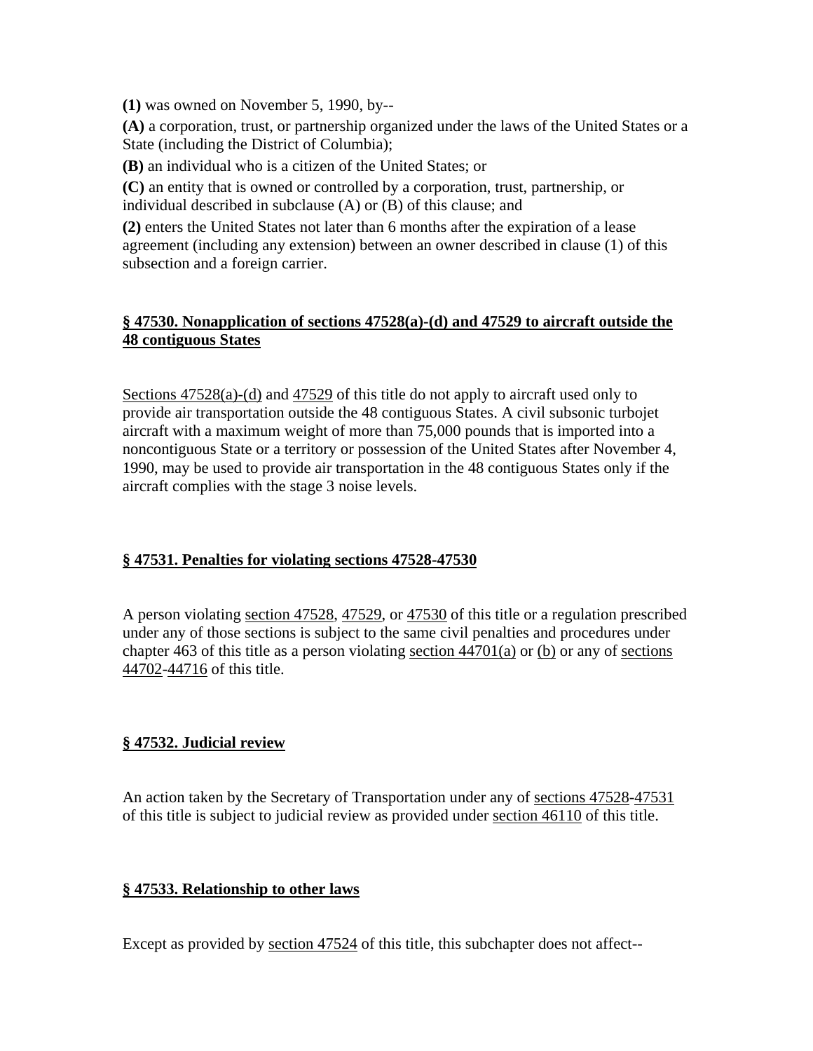**(1)** was owned on November 5, 1990, by--

**(A)** a corporation, trust, or partnership organized under the laws of the United States or a State (including the District of Columbia);

**(B)** an individual who is a citizen of the United States; or

**(C)** an entity that is owned or controlled by a corporation, trust, partnership, or individual described in subclause (A) or (B) of this clause; and

**(2)** enters the United States not later than 6 months after the expiration of a lease agreement (including any extension) between an owner described in clause (1) of this subsection and a foreign carrier.

## § 47530. Nonapplication of sections 47528(a)-(d) and 47529 to aircraft outside the 48 contiguous States

Sections 47528(a)-(d) and 47529 of this title do not apply to aircraft used only to provide air transportation outside the 48 contiguous States. A civil subsonic turbojet aircraft with a maximum weight of more than 75,000 pounds that is imported into a noncontiguous State or a territory or possession of the United States after November 4, 1990, may be used to provide air transportation in the 48 contiguous States only if the aircraft complies with the stage 3 noise levels.

## § 47531. Penalties for violating sections 47528-47530

A person violating section 47528, 47529, or 47530 of this title or a regulation prescribed under any of those sections is subject to the same civil penalties and procedures under chapter 463 of this title as a person violating section 44701(a) or (b) or any of sections 44702-44716 of this title.

## § 47532. Judicial review

An action taken by the Secretary of Transportation under any of sections 47528-47531 of this title is subject to judicial review as provided under section 46110 of this title.

## § 47533. Relationship to other laws

Except as provided by section 47524 of this title, this subchapter does not affect--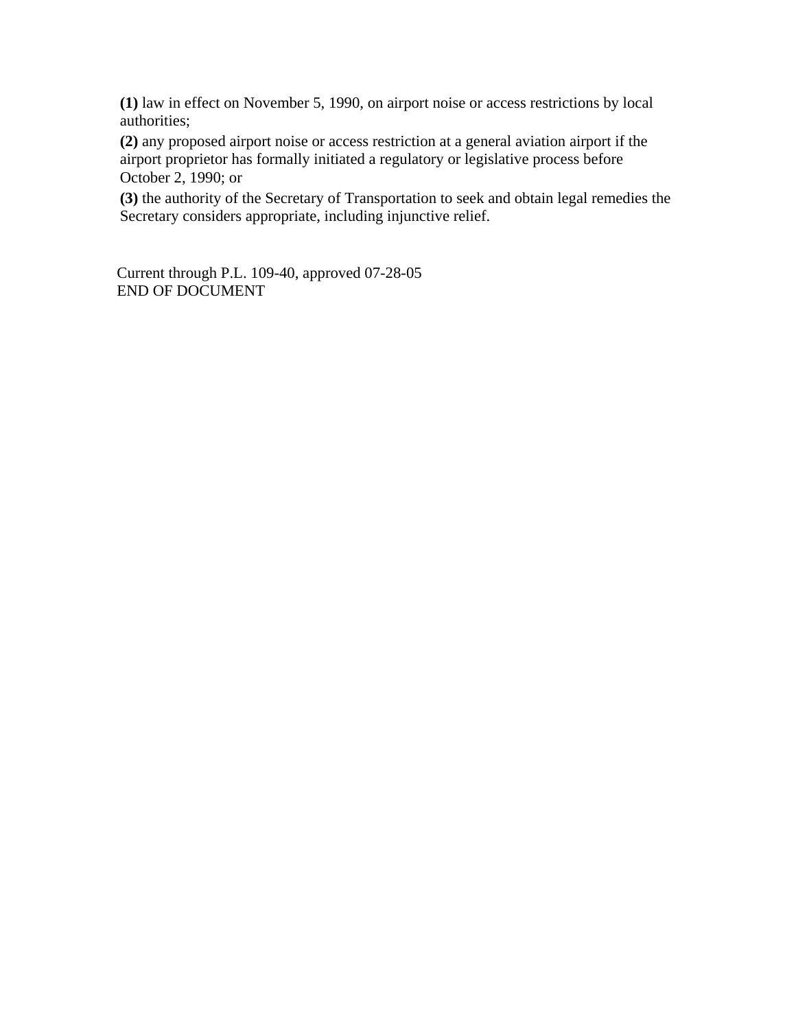**(1)** law in effect on November 5, 1990, on airport noise or access restrictions by local authorities;

**(2)** any proposed airport noise or access restriction at a general aviation airport if the airport proprietor has formally initiated a regulatory or legislative process before October 2, 1990; or

**(3)** the authority of the Secretary of Transportation to seek and obtain legal remedies the Secretary considers appropriate, including injunctive relief.

Current through P.L. 109-40, approved 07-28-05
END OF DOCUMENT